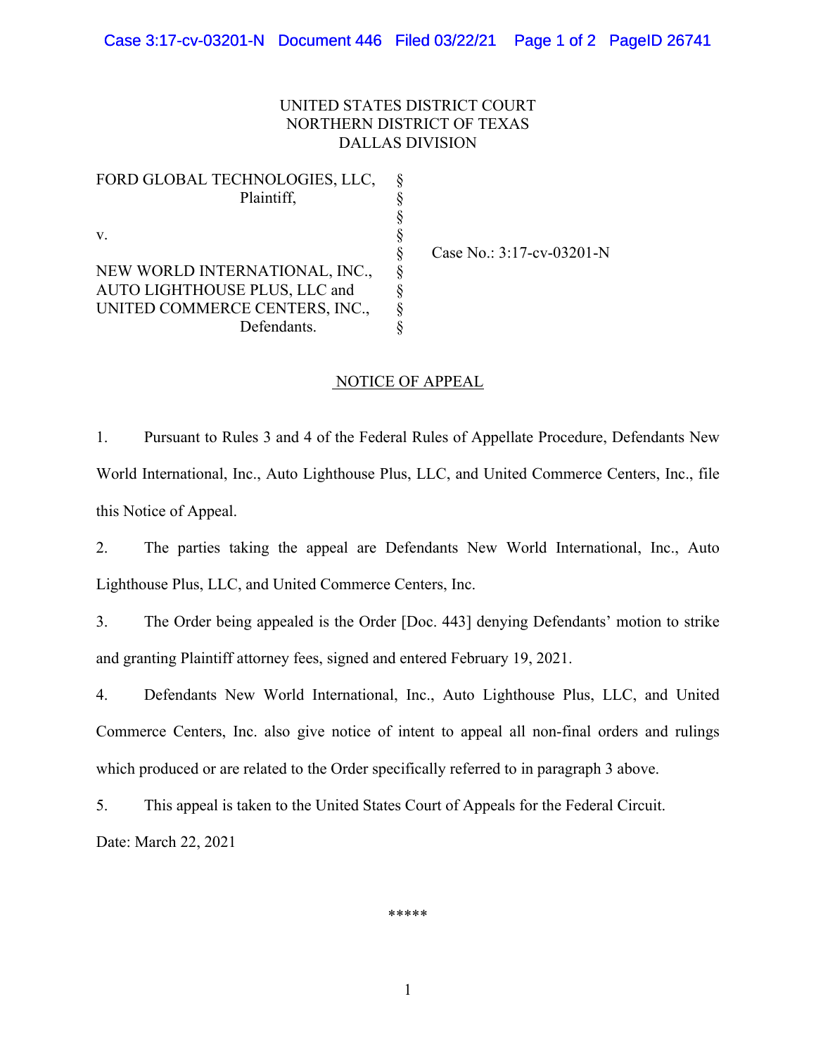UNITED STATES DISTRICT COURT
NORTHERN DISTRICT OF TEXAS
DALLAS DIVISION

| | | |
|---|---|---|
| FORD GLOBAL TECHNOLOGIES, LLC, Plaintiff, | § | |
| v. | § | Case No.: 3:17-cv-03201-N |
| NEW WORLD INTERNATIONAL, INC., AUTO LIGHTHOUSE PLUS, LLC and UNITED COMMERCE CENTERS, INC., Defendants. | § | |

## NOTICE OF APPEAL

1. Pursuant to Rules 3 and 4 of the Federal Rules of Appellate Procedure, Defendants New World International, Inc., Auto Lighthouse Plus, LLC, and United Commerce Centers, Inc., file this Notice of Appeal.

2. The parties taking the appeal are Defendants New World International, Inc., Auto Lighthouse Plus, LLC, and United Commerce Centers, Inc.

3. The Order being appealed is the Order [Doc. 443] denying Defendants' motion to strike and granting Plaintiff attorney fees, signed and entered February 19, 2021.

4. Defendants New World International, Inc., Auto Lighthouse Plus, LLC, and United Commerce Centers, Inc. also give notice of intent to appeal all non-final orders and rulings which produced or are related to the Order specifically referred to in paragraph 3 above.

5. This appeal is taken to the United States Court of Appeals for the Federal Circuit.

Date: March 22, 2021

*****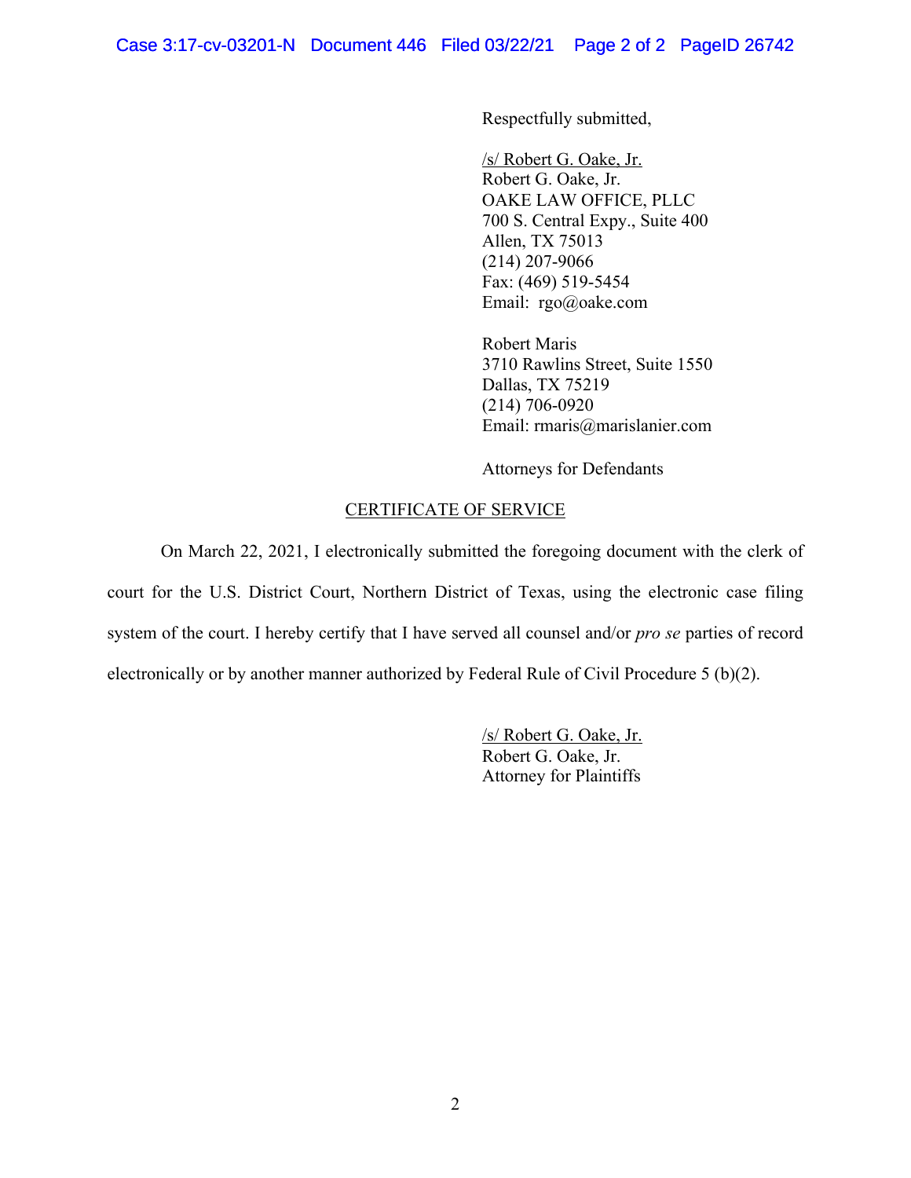Respectfully submitted,

/s/ Robert G. Oake, Jr.
Robert G. Oake, Jr.
OAKE LAW OFFICE, PLLC
700 S. Central Expy., Suite 400
Allen, TX 75013
(214) 207-9066
Fax: (469) 519-5454
Email: rgo@oake.com

Robert Maris
3710 Rawlins Street, Suite 1550
Dallas, TX 75219
(214) 706-0920
Email: rmaris@marislanier.com

Attorneys for Defendants

## CERTIFICATE OF SERVICE

On March 22, 2021, I electronically submitted the foregoing document with the clerk of court for the U.S. District Court, Northern District of Texas, using the electronic case filing system of the court. I hereby certify that I have served all counsel and/or *pro se* parties of record electronically or by another manner authorized by Federal Rule of Civil Procedure 5 (b)(2).

/s/ Robert G. Oake, Jr.
Robert G. Oake, Jr.
Attorney for Plaintiffs